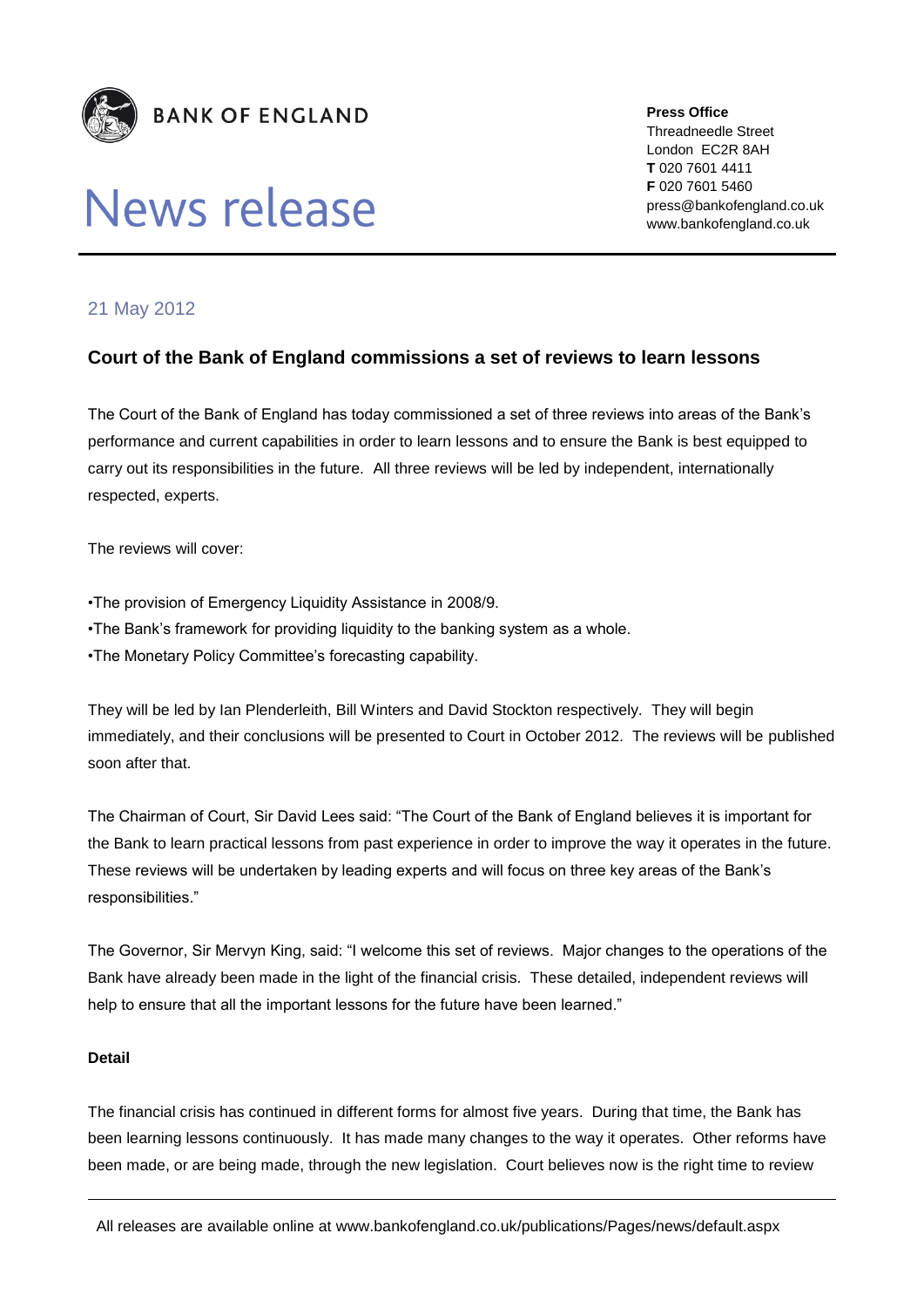BANK OF ENGLAND

# News release

**Press Office**
Threadneedle Street
London EC2R 8AH
**T** 020 7601 4411
**F** 020 7601 5460
press@bankofengland.co.uk
www.bankofengland.co.uk

21 May 2012

## Court of the Bank of England commissions a set of reviews to learn lessons

The Court of the Bank of England has today commissioned a set of three reviews into areas of the Bank's performance and current capabilities in order to learn lessons and to ensure the Bank is best equipped to carry out its responsibilities in the future. All three reviews will be led by independent, internationally respected, experts.

The reviews will cover:

- The provision of Emergency Liquidity Assistance in 2008/9.
- The Bank's framework for providing liquidity to the banking system as a whole.
- The Monetary Policy Committee's forecasting capability.

They will be led by Ian Plenderleith, Bill Winters and David Stockton respectively. They will begin immediately, and their conclusions will be presented to Court in October 2012. The reviews will be published soon after that.

The Chairman of Court, Sir David Lees said: "The Court of the Bank of England believes it is important for the Bank to learn practical lessons from past experience in order to improve the way it operates in the future. These reviews will be undertaken by leading experts and will focus on three key areas of the Bank's responsibilities."

The Governor, Sir Mervyn King, said: "I welcome this set of reviews. Major changes to the operations of the Bank have already been made in the light of the financial crisis. These detailed, independent reviews will help to ensure that all the important lessons for the future have been learned."

**Detail**

The financial crisis has continued in different forms for almost five years. During that time, the Bank has been learning lessons continuously. It has made many changes to the way it operates. Other reforms have been made, or are being made, through the new legislation. Court believes now is the right time to review

All releases are available online at www.bankofengland.co.uk/publications/Pages/news/default.aspx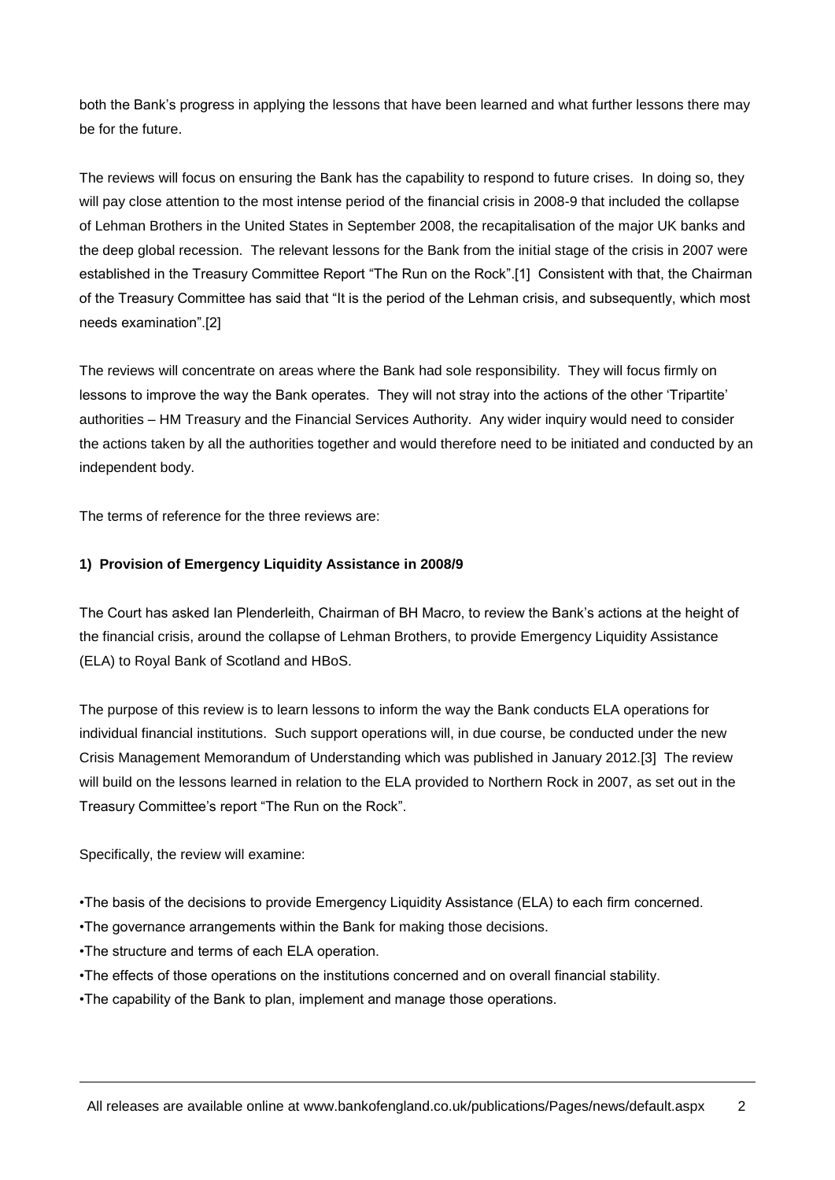both the Bank's progress in applying the lessons that have been learned and what further lessons there may be for the future.

The reviews will focus on ensuring the Bank has the capability to respond to future crises. In doing so, they will pay close attention to the most intense period of the financial crisis in 2008-9 that included the collapse of Lehman Brothers in the United States in September 2008, the recapitalisation of the major UK banks and the deep global recession. The relevant lessons for the Bank from the initial stage of the crisis in 2007 were established in the Treasury Committee Report "The Run on the Rock".[1] Consistent with that, the Chairman of the Treasury Committee has said that "It is the period of the Lehman crisis, and subsequently, which most needs examination".[2]

The reviews will concentrate on areas where the Bank had sole responsibility. They will focus firmly on lessons to improve the way the Bank operates. They will not stray into the actions of the other 'Tripartite' authorities – HM Treasury and the Financial Services Authority. Any wider inquiry would need to consider the actions taken by all the authorities together and would therefore need to be initiated and conducted by an independent body.

The terms of reference for the three reviews are:

**1) Provision of Emergency Liquidity Assistance in 2008/9**

The Court has asked Ian Plenderleith, Chairman of BH Macro, to review the Bank's actions at the height of the financial crisis, around the collapse of Lehman Brothers, to provide Emergency Liquidity Assistance (ELA) to Royal Bank of Scotland and HBoS.

The purpose of this review is to learn lessons to inform the way the Bank conducts ELA operations for individual financial institutions. Such support operations will, in due course, be conducted under the new Crisis Management Memorandum of Understanding which was published in January 2012.[3] The review will build on the lessons learned in relation to the ELA provided to Northern Rock in 2007, as set out in the Treasury Committee's report "The Run on the Rock".

Specifically, the review will examine:

- The basis of the decisions to provide Emergency Liquidity Assistance (ELA) to each firm concerned.
- The governance arrangements within the Bank for making those decisions.
- The structure and terms of each ELA operation.
- The effects of those operations on the institutions concerned and on overall financial stability.
- The capability of the Bank to plan, implement and manage those operations.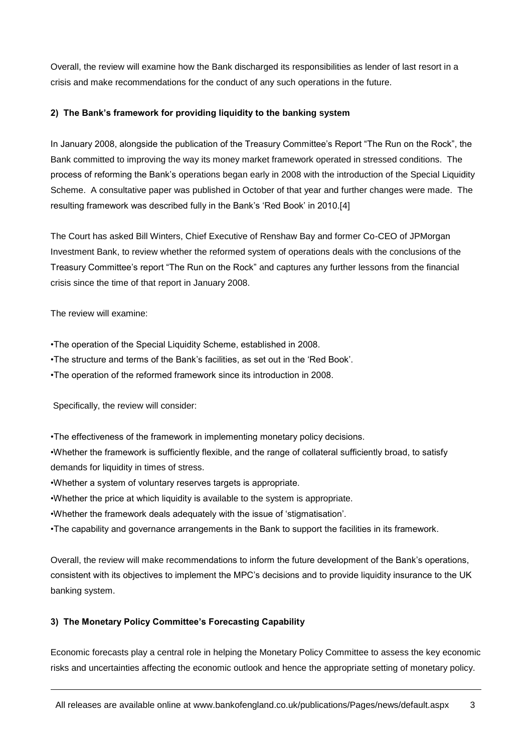Overall, the review will examine how the Bank discharged its responsibilities as lender of last resort in a crisis and make recommendations for the conduct of any such operations in the future.

**2) The Bank's framework for providing liquidity to the banking system**

In January 2008, alongside the publication of the Treasury Committee's Report "The Run on the Rock", the Bank committed to improving the way its money market framework operated in stressed conditions. The process of reforming the Bank's operations began early in 2008 with the introduction of the Special Liquidity Scheme. A consultative paper was published in October of that year and further changes were made. The resulting framework was described fully in the Bank's 'Red Book' in 2010.[4]

The Court has asked Bill Winters, Chief Executive of Renshaw Bay and former Co-CEO of JPMorgan Investment Bank, to review whether the reformed system of operations deals with the conclusions of the Treasury Committee's report "The Run on the Rock" and captures any further lessons from the financial crisis since the time of that report in January 2008.

The review will examine:

- The operation of the Special Liquidity Scheme, established in 2008.
- The structure and terms of the Bank's facilities, as set out in the 'Red Book'.
- The operation of the reformed framework since its introduction in 2008.

Specifically, the review will consider:

- The effectiveness of the framework in implementing monetary policy decisions.
- Whether the framework is sufficiently flexible, and the range of collateral sufficiently broad, to satisfy demands for liquidity in times of stress.
- Whether a system of voluntary reserves targets is appropriate.
- Whether the price at which liquidity is available to the system is appropriate.
- Whether the framework deals adequately with the issue of 'stigmatisation'.
- The capability and governance arrangements in the Bank to support the facilities in its framework.

Overall, the review will make recommendations to inform the future development of the Bank's operations, consistent with its objectives to implement the MPC's decisions and to provide liquidity insurance to the UK banking system.

**3) The Monetary Policy Committee's Forecasting Capability**

Economic forecasts play a central role in helping the Monetary Policy Committee to assess the key economic risks and uncertainties affecting the economic outlook and hence the appropriate setting of monetary policy.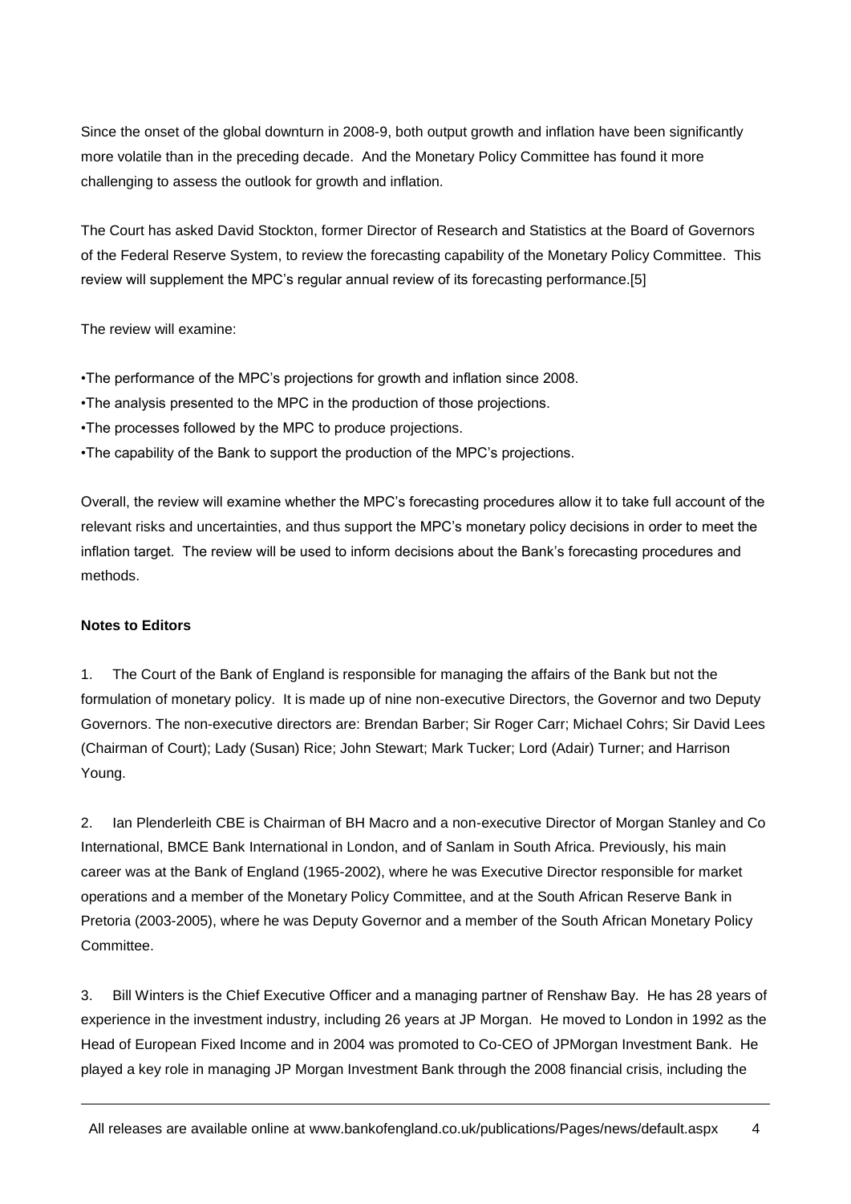Since the onset of the global downturn in 2008-9, both output growth and inflation have been significantly more volatile than in the preceding decade. And the Monetary Policy Committee has found it more challenging to assess the outlook for growth and inflation.

The Court has asked David Stockton, former Director of Research and Statistics at the Board of Governors of the Federal Reserve System, to review the forecasting capability of the Monetary Policy Committee. This review will supplement the MPC's regular annual review of its forecasting performance.[5]

The review will examine:

- •The performance of the MPC's projections for growth and inflation since 2008.
- •The analysis presented to the MPC in the production of those projections.
- •The processes followed by the MPC to produce projections.
- •The capability of the Bank to support the production of the MPC's projections.

Overall, the review will examine whether the MPC's forecasting procedures allow it to take full account of the relevant risks and uncertainties, and thus support the MPC's monetary policy decisions in order to meet the inflation target. The review will be used to inform decisions about the Bank's forecasting procedures and methods.

**Notes to Editors**

1. The Court of the Bank of England is responsible for managing the affairs of the Bank but not the formulation of monetary policy. It is made up of nine non-executive Directors, the Governor and two Deputy Governors. The non-executive directors are: Brendan Barber; Sir Roger Carr; Michael Cohrs; Sir David Lees (Chairman of Court); Lady (Susan) Rice; John Stewart; Mark Tucker; Lord (Adair) Turner; and Harrison Young.

2. Ian Plenderleith CBE is Chairman of BH Macro and a non-executive Director of Morgan Stanley and Co International, BMCE Bank International in London, and of Sanlam in South Africa. Previously, his main career was at the Bank of England (1965-2002), where he was Executive Director responsible for market operations and a member of the Monetary Policy Committee, and at the South African Reserve Bank in Pretoria (2003-2005), where he was Deputy Governor and a member of the South African Monetary Policy Committee.

3. Bill Winters is the Chief Executive Officer and a managing partner of Renshaw Bay. He has 28 years of experience in the investment industry, including 26 years at JP Morgan. He moved to London in 1992 as the Head of European Fixed Income and in 2004 was promoted to Co-CEO of JPMorgan Investment Bank. He played a key role in managing JP Morgan Investment Bank through the 2008 financial crisis, including the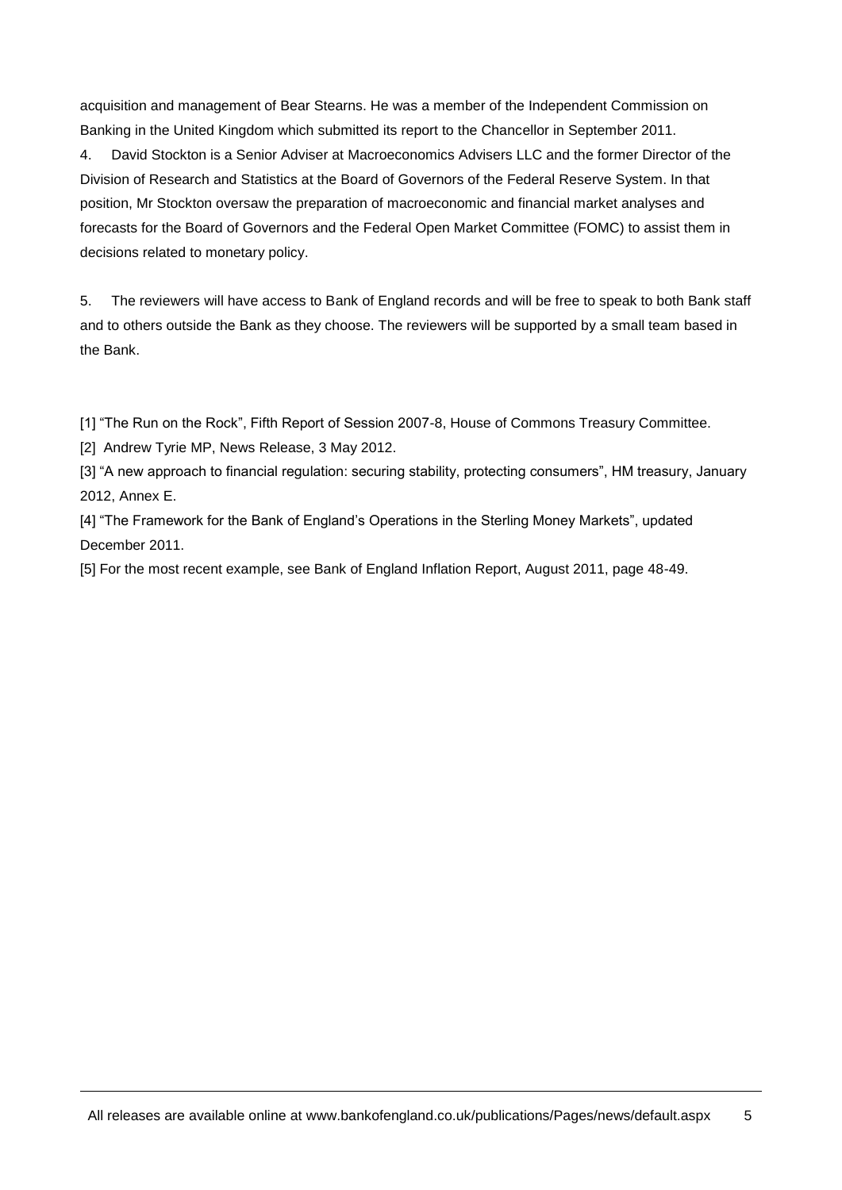acquisition and management of Bear Stearns. He was a member of the Independent Commission on Banking in the United Kingdom which submitted its report to the Chancellor in September 2011.

4. David Stockton is a Senior Adviser at Macroeconomics Advisers LLC and the former Director of the Division of Research and Statistics at the Board of Governors of the Federal Reserve System. In that position, Mr Stockton oversaw the preparation of macroeconomic and financial market analyses and forecasts for the Board of Governors and the Federal Open Market Committee (FOMC) to assist them in decisions related to monetary policy.

5. The reviewers will have access to Bank of England records and will be free to speak to both Bank staff and to others outside the Bank as they choose. The reviewers will be supported by a small team based in the Bank.

[1] "The Run on the Rock", Fifth Report of Session 2007-8, House of Commons Treasury Committee.

[2] Andrew Tyrie MP, News Release, 3 May 2012.

[3] "A new approach to financial regulation: securing stability, protecting consumers", HM treasury, January 2012, Annex E.

[4] "The Framework for the Bank of England's Operations in the Sterling Money Markets", updated December 2011.

[5] For the most recent example, see Bank of England Inflation Report, August 2011, page 48-49.